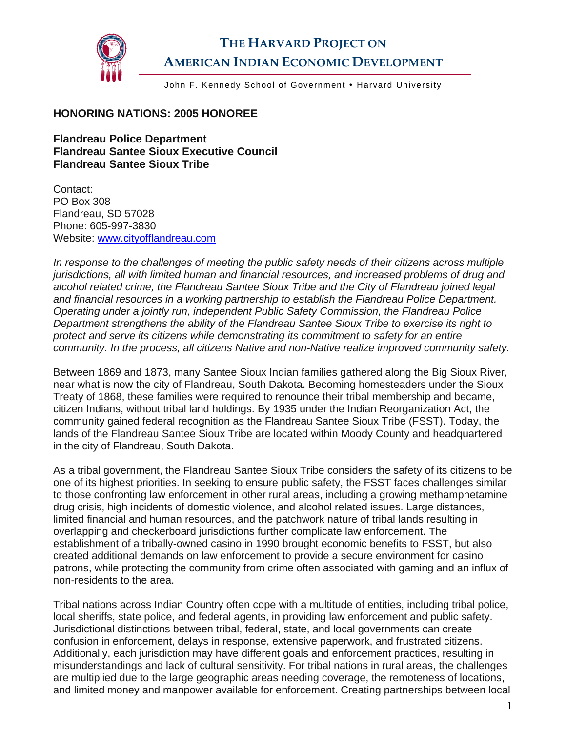# THE HARVARD PROJECT ON AMERICAN INDIAN ECONOMIC DEVELOPMENT

John F. Kennedy School of Government • Harvard University

**HONORING NATIONS: 2005 HONOREE**

**Flandreau Police Department**
**Flandreau Santee Sioux Executive Council**
**Flandreau Santee Sioux Tribe**

Contact:
PO Box 308
Flandreau, SD 57028
Phone: 605-997-3830
Website: [www.cityofflandreau.com](http://www.cityofflandreau.com)

*In response to the challenges of meeting the public safety needs of their citizens across multiple jurisdictions, all with limited human and financial resources, and increased problems of drug and alcohol related crime, the Flandreau Santee Sioux Tribe and the City of Flandreau joined legal and financial resources in a working partnership to establish the Flandreau Police Department. Operating under a jointly run, independent Public Safety Commission, the Flandreau Police Department strengthens the ability of the Flandreau Santee Sioux Tribe to exercise its right to protect and serve its citizens while demonstrating its commitment to safety for an entire community. In the process, all citizens Native and non-Native realize improved community safety.*

Between 1869 and 1873, many Santee Sioux Indian families gathered along the Big Sioux River, near what is now the city of Flandreau, South Dakota. Becoming homesteaders under the Sioux Treaty of 1868, these families were required to renounce their tribal membership and became, citizen Indians, without tribal land holdings. By 1935 under the Indian Reorganization Act, the community gained federal recognition as the Flandreau Santee Sioux Tribe (FSST). Today, the lands of the Flandreau Santee Sioux Tribe are located within Moody County and headquartered in the city of Flandreau, South Dakota.

As a tribal government, the Flandreau Santee Sioux Tribe considers the safety of its citizens to be one of its highest priorities. In seeking to ensure public safety, the FSST faces challenges similar to those confronting law enforcement in other rural areas, including a growing methamphetamine drug crisis, high incidents of domestic violence, and alcohol related issues. Large distances, limited financial and human resources, and the patchwork nature of tribal lands resulting in overlapping and checkerboard jurisdictions further complicate law enforcement. The establishment of a tribally-owned casino in 1990 brought economic benefits to FSST, but also created additional demands on law enforcement to provide a secure environment for casino patrons, while protecting the community from crime often associated with gaming and an influx of non-residents to the area.

Tribal nations across Indian Country often cope with a multitude of entities, including tribal police, local sheriffs, state police, and federal agents, in providing law enforcement and public safety. Jurisdictional distinctions between tribal, federal, state, and local governments can create confusion in enforcement, delays in response, extensive paperwork, and frustrated citizens. Additionally, each jurisdiction may have different goals and enforcement practices, resulting in misunderstandings and lack of cultural sensitivity. For tribal nations in rural areas, the challenges are multiplied due to the large geographic areas needing coverage, the remoteness of locations, and limited money and manpower available for enforcement. Creating partnerships between local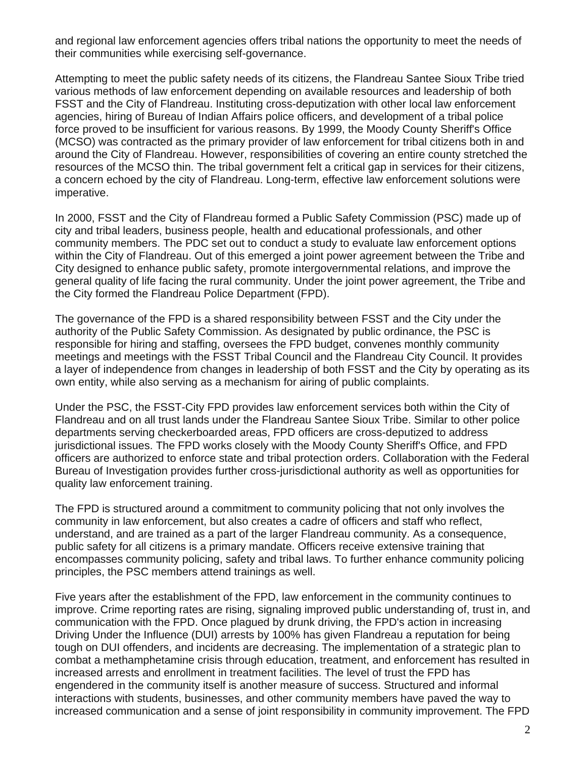and regional law enforcement agencies offers tribal nations the opportunity to meet the needs of their communities while exercising self-governance.

Attempting to meet the public safety needs of its citizens, the Flandreau Santee Sioux Tribe tried various methods of law enforcement depending on available resources and leadership of both FSST and the City of Flandreau. Instituting cross-deputization with other local law enforcement agencies, hiring of Bureau of Indian Affairs police officers, and development of a tribal police force proved to be insufficient for various reasons. By 1999, the Moody County Sheriff's Office (MCSO) was contracted as the primary provider of law enforcement for tribal citizens both in and around the City of Flandreau. However, responsibilities of covering an entire county stretched the resources of the MCSO thin. The tribal government felt a critical gap in services for their citizens, a concern echoed by the city of Flandreau. Long-term, effective law enforcement solutions were imperative.

In 2000, FSST and the City of Flandreau formed a Public Safety Commission (PSC) made up of city and tribal leaders, business people, health and educational professionals, and other community members. The PDC set out to conduct a study to evaluate law enforcement options within the City of Flandreau. Out of this emerged a joint power agreement between the Tribe and City designed to enhance public safety, promote intergovernmental relations, and improve the general quality of life facing the rural community. Under the joint power agreement, the Tribe and the City formed the Flandreau Police Department (FPD).

The governance of the FPD is a shared responsibility between FSST and the City under the authority of the Public Safety Commission. As designated by public ordinance, the PSC is responsible for hiring and staffing, oversees the FPD budget, convenes monthly community meetings and meetings with the FSST Tribal Council and the Flandreau City Council. It provides a layer of independence from changes in leadership of both FSST and the City by operating as its own entity, while also serving as a mechanism for airing of public complaints.

Under the PSC, the FSST-City FPD provides law enforcement services both within the City of Flandreau and on all trust lands under the Flandreau Santee Sioux Tribe. Similar to other police departments serving checkerboarded areas, FPD officers are cross-deputized to address jurisdictional issues. The FPD works closely with the Moody County Sheriff's Office, and FPD officers are authorized to enforce state and tribal protection orders. Collaboration with the Federal Bureau of Investigation provides further cross-jurisdictional authority as well as opportunities for quality law enforcement training.

The FPD is structured around a commitment to community policing that not only involves the community in law enforcement, but also creates a cadre of officers and staff who reflect, understand, and are trained as a part of the larger Flandreau community. As a consequence, public safety for all citizens is a primary mandate. Officers receive extensive training that encompasses community policing, safety and tribal laws. To further enhance community policing principles, the PSC members attend trainings as well.

Five years after the establishment of the FPD, law enforcement in the community continues to improve. Crime reporting rates are rising, signaling improved public understanding of, trust in, and communication with the FPD. Once plagued by drunk driving, the FPD's action in increasing Driving Under the Influence (DUI) arrests by 100% has given Flandreau a reputation for being tough on DUI offenders, and incidents are decreasing. The implementation of a strategic plan to combat a methamphetamine crisis through education, treatment, and enforcement has resulted in increased arrests and enrollment in treatment facilities. The level of trust the FPD has engendered in the community itself is another measure of success. Structured and informal interactions with students, businesses, and other community members have paved the way to increased communication and a sense of joint responsibility in community improvement. The FPD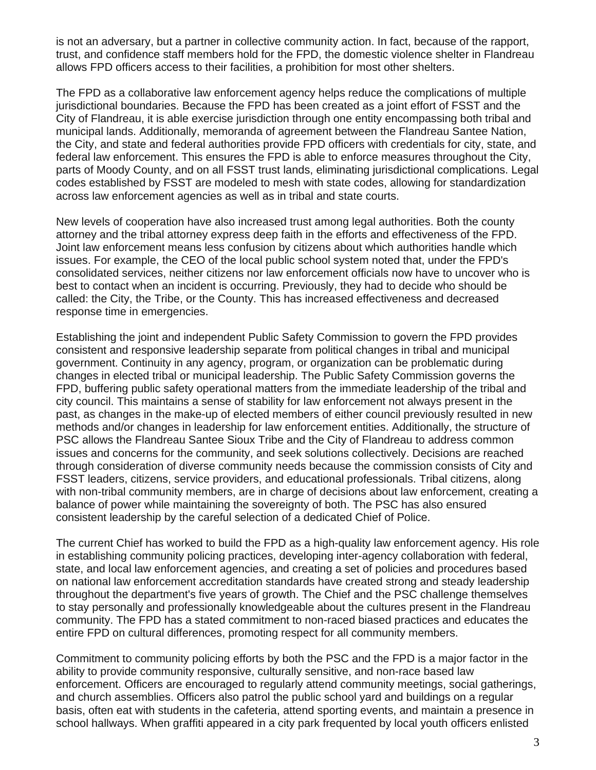is not an adversary, but a partner in collective community action. In fact, because of the rapport, trust, and confidence staff members hold for the FPD, the domestic violence shelter in Flandreau allows FPD officers access to their facilities, a prohibition for most other shelters.

The FPD as a collaborative law enforcement agency helps reduce the complications of multiple jurisdictional boundaries. Because the FPD has been created as a joint effort of FSST and the City of Flandreau, it is able exercise jurisdiction through one entity encompassing both tribal and municipal lands. Additionally, memoranda of agreement between the Flandreau Santee Nation, the City, and state and federal authorities provide FPD officers with credentials for city, state, and federal law enforcement. This ensures the FPD is able to enforce measures throughout the City, parts of Moody County, and on all FSST trust lands, eliminating jurisdictional complications. Legal codes established by FSST are modeled to mesh with state codes, allowing for standardization across law enforcement agencies as well as in tribal and state courts.

New levels of cooperation have also increased trust among legal authorities. Both the county attorney and the tribal attorney express deep faith in the efforts and effectiveness of the FPD. Joint law enforcement means less confusion by citizens about which authorities handle which issues. For example, the CEO of the local public school system noted that, under the FPD's consolidated services, neither citizens nor law enforcement officials now have to uncover who is best to contact when an incident is occurring. Previously, they had to decide who should be called: the City, the Tribe, or the County. This has increased effectiveness and decreased response time in emergencies.

Establishing the joint and independent Public Safety Commission to govern the FPD provides consistent and responsive leadership separate from political changes in tribal and municipal government. Continuity in any agency, program, or organization can be problematic during changes in elected tribal or municipal leadership. The Public Safety Commission governs the FPD, buffering public safety operational matters from the immediate leadership of the tribal and city council. This maintains a sense of stability for law enforcement not always present in the past, as changes in the make-up of elected members of either council previously resulted in new methods and/or changes in leadership for law enforcement entities. Additionally, the structure of PSC allows the Flandreau Santee Sioux Tribe and the City of Flandreau to address common issues and concerns for the community, and seek solutions collectively. Decisions are reached through consideration of diverse community needs because the commission consists of City and FSST leaders, citizens, service providers, and educational professionals. Tribal citizens, along with non-tribal community members, are in charge of decisions about law enforcement, creating a balance of power while maintaining the sovereignty of both. The PSC has also ensured consistent leadership by the careful selection of a dedicated Chief of Police.

The current Chief has worked to build the FPD as a high-quality law enforcement agency. His role in establishing community policing practices, developing inter-agency collaboration with federal, state, and local law enforcement agencies, and creating a set of policies and procedures based on national law enforcement accreditation standards have created strong and steady leadership throughout the department's five years of growth. The Chief and the PSC challenge themselves to stay personally and professionally knowledgeable about the cultures present in the Flandreau community. The FPD has a stated commitment to non-raced biased practices and educates the entire FPD on cultural differences, promoting respect for all community members.

Commitment to community policing efforts by both the PSC and the FPD is a major factor in the ability to provide community responsive, culturally sensitive, and non-race based law enforcement. Officers are encouraged to regularly attend community meetings, social gatherings, and church assemblies. Officers also patrol the public school yard and buildings on a regular basis, often eat with students in the cafeteria, attend sporting events, and maintain a presence in school hallways. When graffiti appeared in a city park frequented by local youth officers enlisted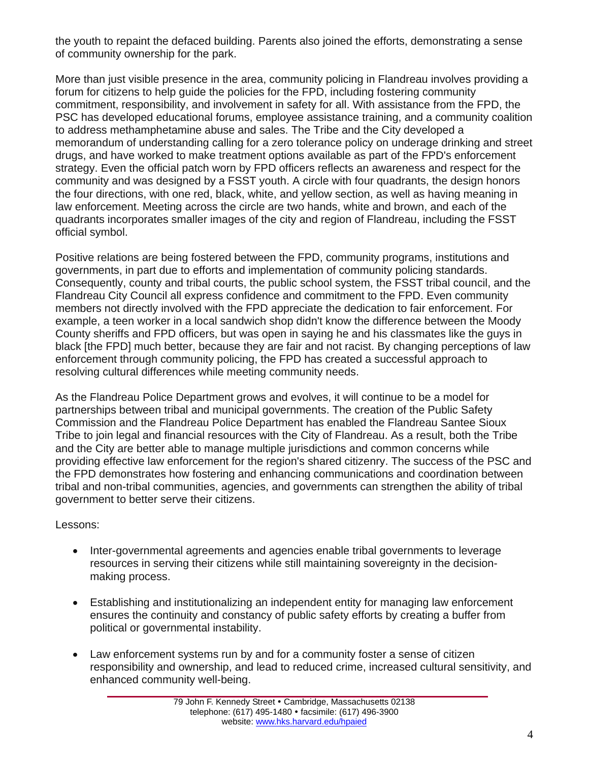the youth to repaint the defaced building. Parents also joined the efforts, demonstrating a sense of community ownership for the park.

More than just visible presence in the area, community policing in Flandreau involves providing a forum for citizens to help guide the policies for the FPD, including fostering community commitment, responsibility, and involvement in safety for all. With assistance from the FPD, the PSC has developed educational forums, employee assistance training, and a community coalition to address methamphetamine abuse and sales. The Tribe and the City developed a memorandum of understanding calling for a zero tolerance policy on underage drinking and street drugs, and have worked to make treatment options available as part of the FPD's enforcement strategy. Even the official patch worn by FPD officers reflects an awareness and respect for the community and was designed by a FSST youth. A circle with four quadrants, the design honors the four directions, with one red, black, white, and yellow section, as well as having meaning in law enforcement. Meeting across the circle are two hands, white and brown, and each of the quadrants incorporates smaller images of the city and region of Flandreau, including the FSST official symbol.

Positive relations are being fostered between the FPD, community programs, institutions and governments, in part due to efforts and implementation of community policing standards. Consequently, county and tribal courts, the public school system, the FSST tribal council, and the Flandreau City Council all express confidence and commitment to the FPD. Even community members not directly involved with the FPD appreciate the dedication to fair enforcement. For example, a teen worker in a local sandwich shop didn't know the difference between the Moody County sheriffs and FPD officers, but was open in saying he and his classmates like the guys in black [the FPD] much better, because they are fair and not racist. By changing perceptions of law enforcement through community policing, the FPD has created a successful approach to resolving cultural differences while meeting community needs.

As the Flandreau Police Department grows and evolves, it will continue to be a model for partnerships between tribal and municipal governments. The creation of the Public Safety Commission and the Flandreau Police Department has enabled the Flandreau Santee Sioux Tribe to join legal and financial resources with the City of Flandreau. As a result, both the Tribe and the City are better able to manage multiple jurisdictions and common concerns while providing effective law enforcement for the region's shared citizenry. The success of the PSC and the FPD demonstrates how fostering and enhancing communications and coordination between tribal and non-tribal communities, agencies, and governments can strengthen the ability of tribal government to better serve their citizens.

Lessons:

- Inter-governmental agreements and agencies enable tribal governments to leverage resources in serving their citizens while still maintaining sovereignty in the decision-making process.
- Establishing and institutionalizing an independent entity for managing law enforcement ensures the continuity and constancy of public safety efforts by creating a buffer from political or governmental instability.
- Law enforcement systems run by and for a community foster a sense of citizen responsibility and ownership, and lead to reduced crime, increased cultural sensitivity, and enhanced community well-being.